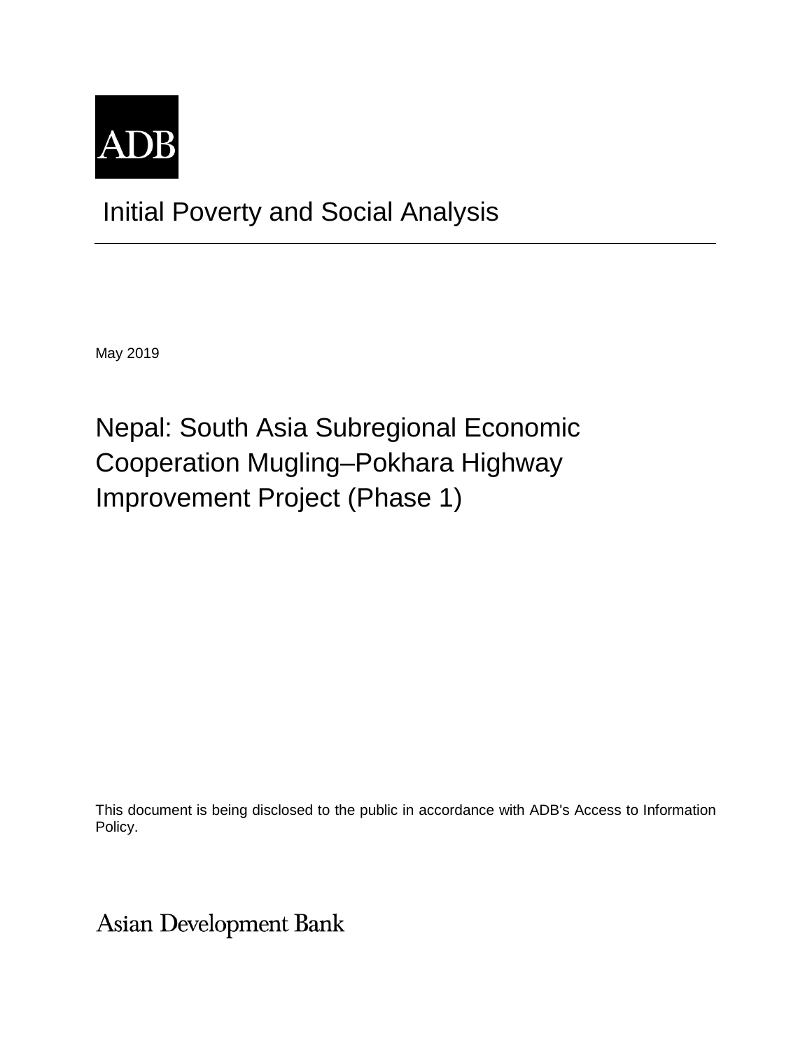ADB

# Initial Poverty and Social Analysis

May 2019

## Nepal: South Asia Subregional Economic Cooperation Mugling–Pokhara Highway Improvement Project (Phase 1)

This document is being disclosed to the public in accordance with ADB's Access to Information Policy.

Asian Development Bank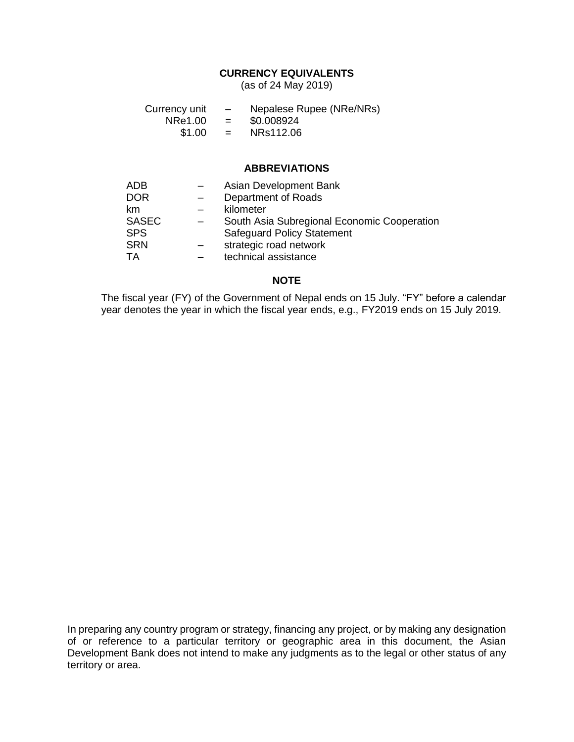## CURRENCY EQUIVALENTS

(as of 24 May 2019)

| | | |
|---|---|---|
| Currency unit | – | Nepalese Rupee (NRe/NRs) |
| NRe1.00 | = | $0.008924 |
| $1.00 | = | NRs112.06 |

## ABBREVIATIONS

| | | |
|---|---|---|
| ADB | – | Asian Development Bank |
| DOR | – | Department of Roads |
| km | – | kilometer |
| SASEC | – | South Asia Subregional Economic Cooperation |
| SPS | | Safeguard Policy Statement |
| SRN | – | strategic road network |
| TA | – | technical assistance |

## NOTE

The fiscal year (FY) of the Government of Nepal ends on 15 July. "FY" before a calendar year denotes the year in which the fiscal year ends, e.g., FY2019 ends on 15 July 2019.

In preparing any country program or strategy, financing any project, or by making any designation of or reference to a particular territory or geographic area in this document, the Asian Development Bank does not intend to make any judgments as to the legal or other status of any territory or area.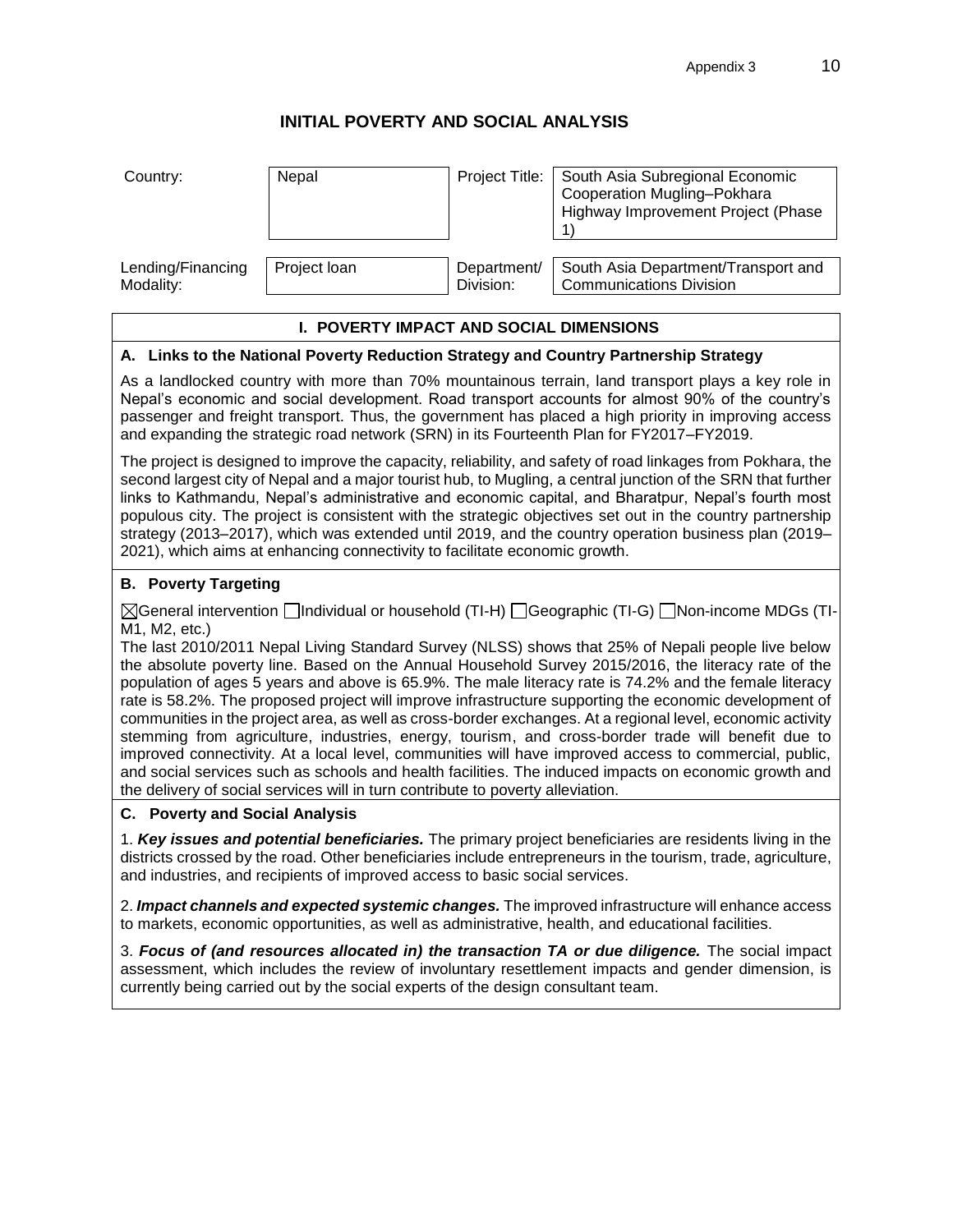# INITIAL POVERTY AND SOCIAL ANALYSIS

| Country: | Nepal | Project Title: | South Asia Subregional Economic Cooperation Mugling–Pokhara Highway Improvement Project (Phase 1) |
|---|---|---|---|
| Lending/Financing Modality: | Project loan | Department/ Division: | South Asia Department/Transport and Communications Division |

## I. POVERTY IMPACT AND SOCIAL DIMENSIONS

### A. Links to the National Poverty Reduction Strategy and Country Partnership Strategy

As a landlocked country with more than 70% mountainous terrain, land transport plays a key role in Nepal's economic and social development. Road transport accounts for almost 90% of the country's passenger and freight transport. Thus, the government has placed a high priority in improving access and expanding the strategic road network (SRN) in its Fourteenth Plan for FY2017–FY2019.

The project is designed to improve the capacity, reliability, and safety of road linkages from Pokhara, the second largest city of Nepal and a major tourist hub, to Mugling, a central junction of the SRN that further links to Kathmandu, Nepal's administrative and economic capital, and Bharatpur, Nepal's fourth most populous city. The project is consistent with the strategic objectives set out in the country partnership strategy (2013–2017), which was extended until 2019, and the country operation business plan (2019–2021), which aims at enhancing connectivity to facilitate economic growth.

### B. Poverty Targeting

☒General intervention ☐Individual or household (TI-H) ☐Geographic (TI-G) ☐Non-income MDGs (TI-M1, M2, etc.)

The last 2010/2011 Nepal Living Standard Survey (NLSS) shows that 25% of Nepali people live below the absolute poverty line. Based on the Annual Household Survey 2015/2016, the literacy rate of the population of ages 5 years and above is 65.9%. The male literacy rate is 74.2% and the female literacy rate is 58.2%. The proposed project will improve infrastructure supporting the economic development of communities in the project area, as well as cross-border exchanges. At a regional level, economic activity stemming from agriculture, industries, energy, tourism, and cross-border trade will benefit due to improved connectivity. At a local level, communities will have improved access to commercial, public, and social services such as schools and health facilities. The induced impacts on economic growth and the delivery of social services will in turn contribute to poverty alleviation.

### C. Poverty and Social Analysis

1. ***Key issues and potential beneficiaries.*** The primary project beneficiaries are residents living in the districts crossed by the road. Other beneficiaries include entrepreneurs in the tourism, trade, agriculture, and industries, and recipients of improved access to basic social services.

2. ***Impact channels and expected systemic changes.*** The improved infrastructure will enhance access to markets, economic opportunities, as well as administrative, health, and educational facilities.

3. ***Focus of (and resources allocated in) the transaction TA or due diligence.*** The social impact assessment, which includes the review of involuntary resettlement impacts and gender dimension, is currently being carried out by the social experts of the design consultant team.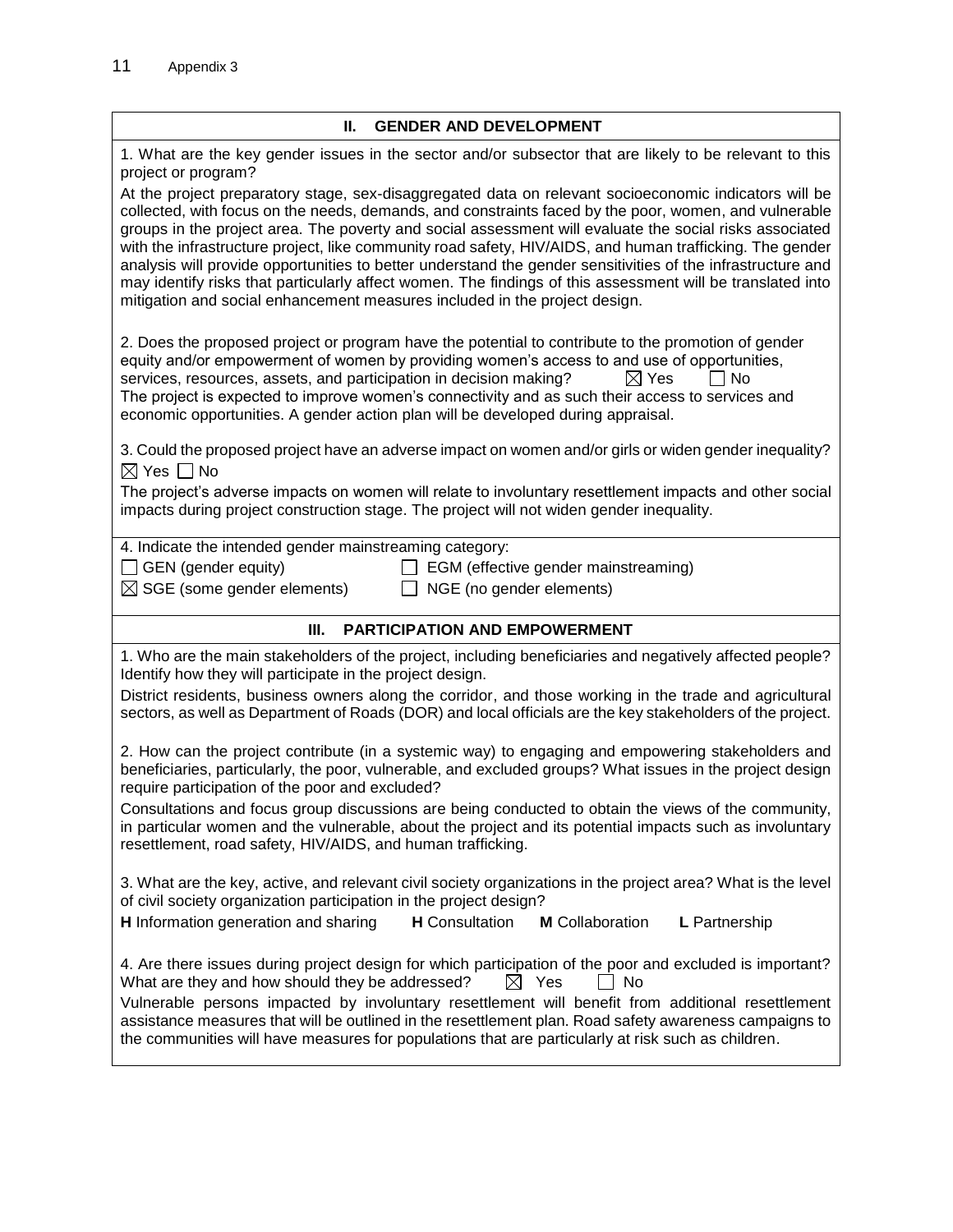## II. GENDER AND DEVELOPMENT

1. What are the key gender issues in the sector and/or subsector that are likely to be relevant to this project or program?

At the project preparatory stage, sex-disaggregated data on relevant socioeconomic indicators will be collected, with focus on the needs, demands, and constraints faced by the poor, women, and vulnerable groups in the project area. The poverty and social assessment will evaluate the social risks associated with the infrastructure project, like community road safety, HIV/AIDS, and human trafficking. The gender analysis will provide opportunities to better understand the gender sensitivities of the infrastructure and may identify risks that particularly affect women. The findings of this assessment will be translated into mitigation and social enhancement measures included in the project design.

2. Does the proposed project or program have the potential to contribute to the promotion of gender equity and/or empowerment of women by providing women's access to and use of opportunities, services, resources, assets, and participation in decision making? ☒ Yes ☐ No

The project is expected to improve women's connectivity and as such their access to services and economic opportunities. A gender action plan will be developed during appraisal.

3. Could the proposed project have an adverse impact on women and/or girls or widen gender inequality? ☒ Yes ☐ No

The project's adverse impacts on women will relate to involuntary resettlement impacts and other social impacts during project construction stage. The project will not widen gender inequality.

4. Indicate the intended gender mainstreaming category:

☐ GEN (gender equity) ☐ EGM (effective gender mainstreaming)
☒ SGE (some gender elements) ☐ NGE (no gender elements)

## III. PARTICIPATION AND EMPOWERMENT

1. Who are the main stakeholders of the project, including beneficiaries and negatively affected people? Identify how they will participate in the project design.

District residents, business owners along the corridor, and those working in the trade and agricultural sectors, as well as Department of Roads (DOR) and local officials are the key stakeholders of the project.

2. How can the project contribute (in a systemic way) to engaging and empowering stakeholders and beneficiaries, particularly, the poor, vulnerable, and excluded groups? What issues in the project design require participation of the poor and excluded?

Consultations and focus group discussions are being conducted to obtain the views of the community, in particular women and the vulnerable, about the project and its potential impacts such as involuntary resettlement, road safety, HIV/AIDS, and human trafficking.

3. What are the key, active, and relevant civil society organizations in the project area? What is the level of civil society organization participation in the project design?

**H** Information generation and sharing **H** Consultation **M** Collaboration **L** Partnership

4. Are there issues during project design for which participation of the poor and excluded is important? What are they and how should they be addressed? ☒ Yes ☐ No

Vulnerable persons impacted by involuntary resettlement will benefit from additional resettlement assistance measures that will be outlined in the resettlement plan. Road safety awareness campaigns to the communities will have measures for populations that are particularly at risk such as children.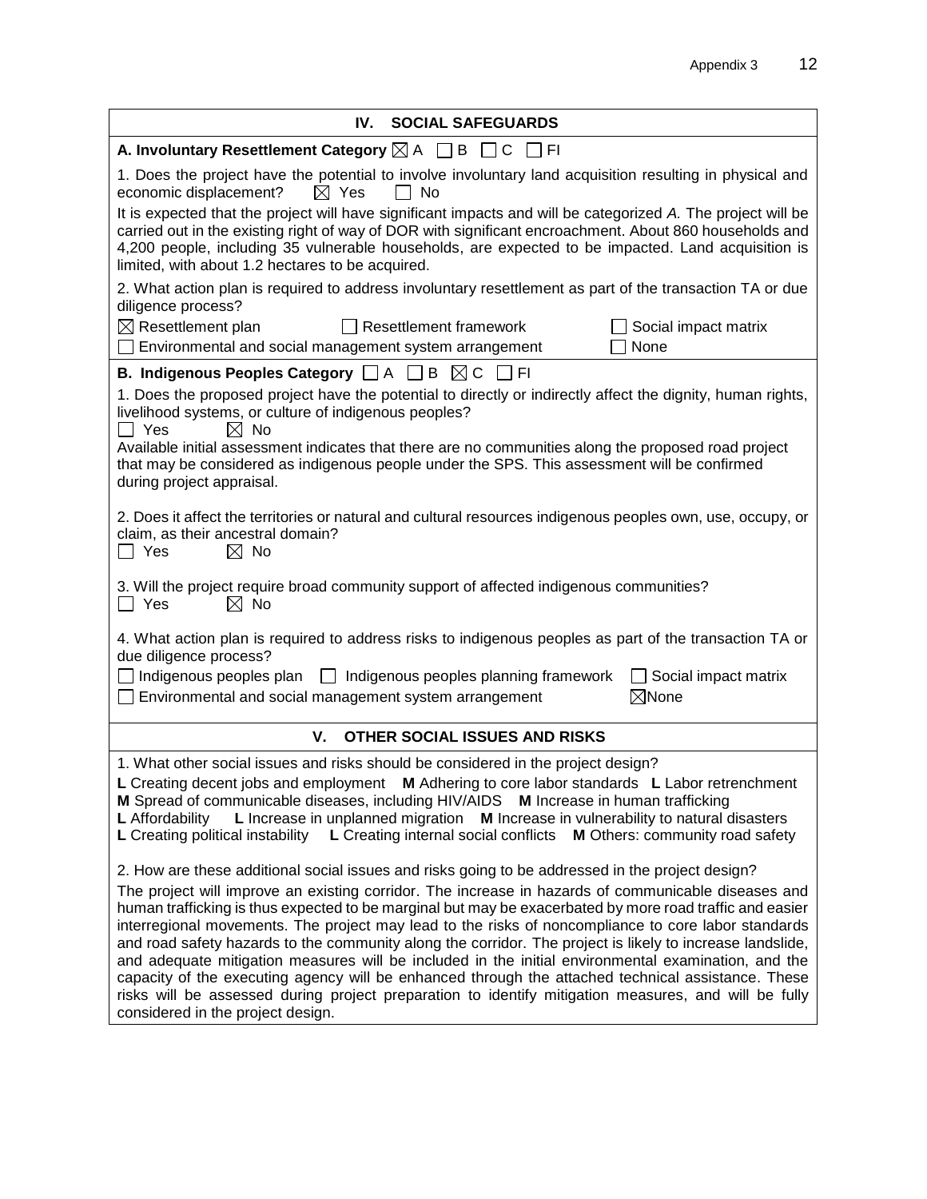## IV. SOCIAL SAFEGUARDS

**A. Involuntary Resettlement Category** ☒ A ☐ B ☐ C ☐ FI

1. Does the project have the potential to involve involuntary land acquisition resulting in physical and economic displacement? ☒ Yes ☐ No

It is expected that the project will have significant impacts and will be categorized *A.* The project will be carried out in the existing right of way of DOR with significant encroachment. About 860 households and 4,200 people, including 35 vulnerable households, are expected to be impacted. Land acquisition is limited, with about 1.2 hectares to be acquired.

2. What action plan is required to address involuntary resettlement as part of the transaction TA or due diligence process?

☒ Resettlement plan ☐ Resettlement framework ☐ Social impact matrix
☐ Environmental and social management system arrangement ☐ None

**B. Indigenous Peoples Category** ☐ A ☐ B ☒ C ☐ FI

1. Does the proposed project have the potential to directly or indirectly affect the dignity, human rights, livelihood systems, or culture of indigenous peoples?
☐ Yes ☒ No
Available initial assessment indicates that there are no communities along the proposed road project that may be considered as indigenous people under the SPS. This assessment will be confirmed during project appraisal.

2. Does it affect the territories or natural and cultural resources indigenous peoples own, use, occupy, or claim, as their ancestral domain?
☐ Yes ☒ No

3. Will the project require broad community support of affected indigenous communities?
☐ Yes ☒ No

4. What action plan is required to address risks to indigenous peoples as part of the transaction TA or due diligence process?
☐ Indigenous peoples plan ☐ Indigenous peoples planning framework ☐ Social impact matrix
☐ Environmental and social management system arrangement ☒None

## V. OTHER SOCIAL ISSUES AND RISKS

1. What other social issues and risks should be considered in the project design?

**L** Creating decent jobs and employment **M** Adhering to core labor standards **L** Labor retrenchment
**M** Spread of communicable diseases, including HIV/AIDS **M** Increase in human trafficking
**L** Affordability **L** Increase in unplanned migration **M** Increase in vulnerability to natural disasters
**L** Creating political instability **L** Creating internal social conflicts **M** Others: community road safety

2. How are these additional social issues and risks going to be addressed in the project design?

The project will improve an existing corridor. The increase in hazards of communicable diseases and human trafficking is thus expected to be marginal but may be exacerbated by more road traffic and easier interregional movements. The project may lead to the risks of noncompliance to core labor standards and road safety hazards to the community along the corridor. The project is likely to increase landslide, and adequate mitigation measures will be included in the initial environmental examination, and the capacity of the executing agency will be enhanced through the attached technical assistance. These risks will be assessed during project preparation to identify mitigation measures, and will be fully considered in the project design.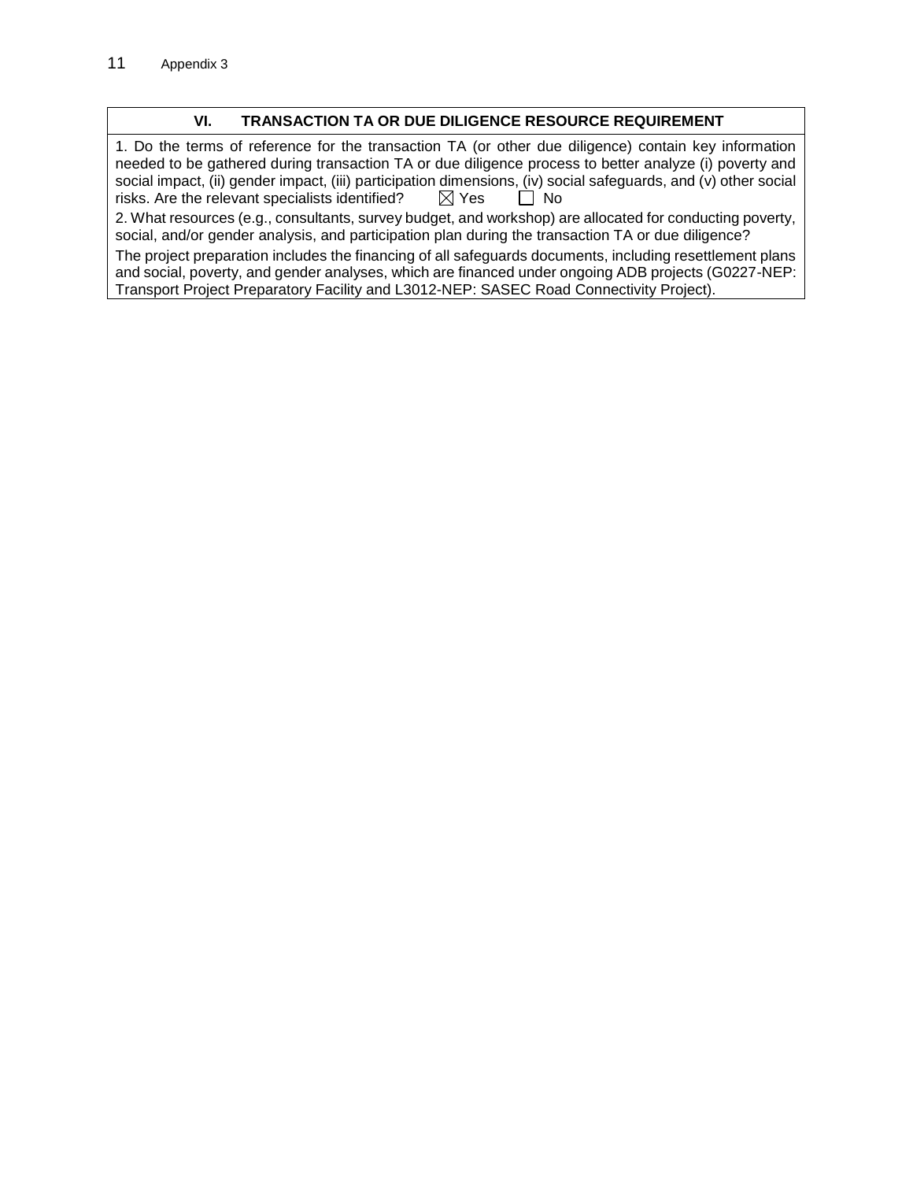## VI. TRANSACTION TA OR DUE DILIGENCE RESOURCE REQUIREMENT

1. Do the terms of reference for the transaction TA (or other due diligence) contain key information needed to be gathered during transaction TA or due diligence process to better analyze (i) poverty and social impact, (ii) gender impact, (iii) participation dimensions, (iv) social safeguards, and (v) other social risks. Are the relevant specialists identified? ☒ Yes ☐ No

2. What resources (e.g., consultants, survey budget, and workshop) are allocated for conducting poverty, social, and/or gender analysis, and participation plan during the transaction TA or due diligence?

The project preparation includes the financing of all safeguards documents, including resettlement plans and social, poverty, and gender analyses, which are financed under ongoing ADB projects (G0227-NEP: Transport Project Preparatory Facility and L3012-NEP: SASEC Road Connectivity Project).